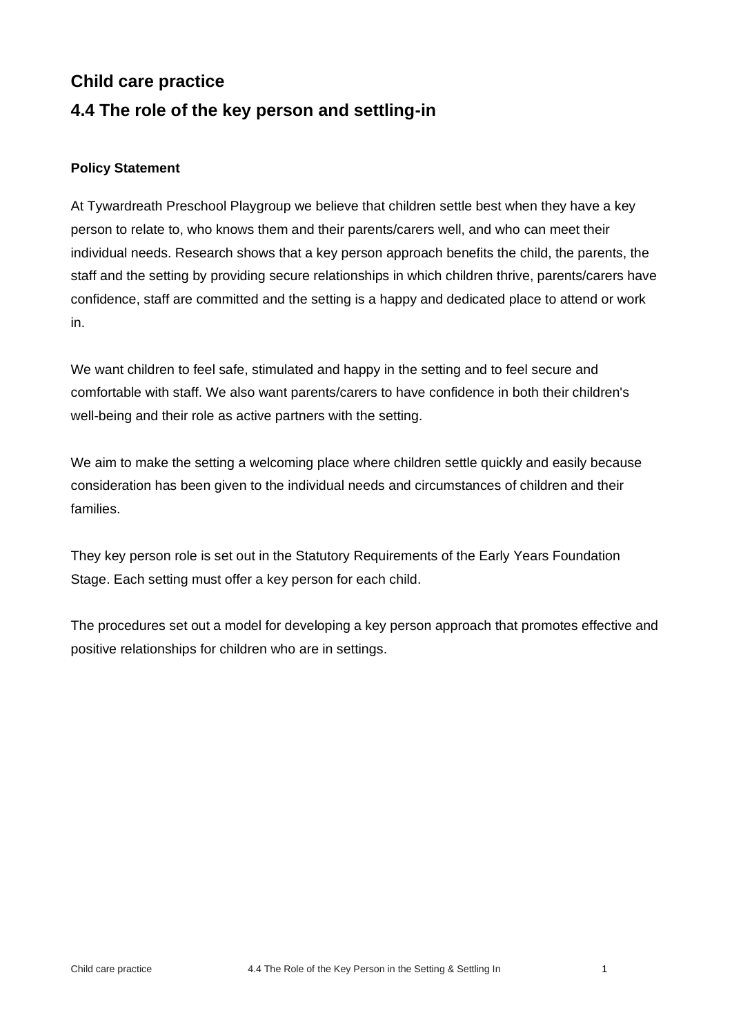## Child care practice

## 4.4 The role of the key person and settling-in

### Policy Statement

At Tywardreath Preschool Playgroup we believe that children settle best when they have a key person to relate to, who knows them and their parents/carers well, and who can meet their individual needs. Research shows that a key person approach benefits the child, the parents, the staff and the setting by providing secure relationships in which children thrive, parents/carers have confidence, staff are committed and the setting is a happy and dedicated place to attend or work in.

We want children to feel safe, stimulated and happy in the setting and to feel secure and comfortable with staff. We also want parents/carers to have confidence in both their children's well-being and their role as active partners with the setting.

We aim to make the setting a welcoming place where children settle quickly and easily because consideration has been given to the individual needs and circumstances of children and their families.

They key person role is set out in the Statutory Requirements of the Early Years Foundation Stage. Each setting must offer a key person for each child.

The procedures set out a model for developing a key person approach that promotes effective and positive relationships for children who are in settings.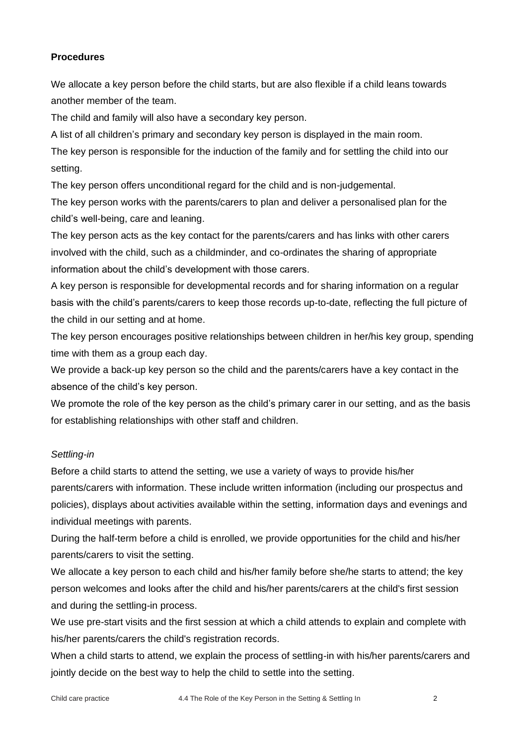**Procedures**

We allocate a key person before the child starts, but are also flexible if a child leans towards another member of the team.

The child and family will also have a secondary key person.

A list of all children's primary and secondary key person is displayed in the main room.

The key person is responsible for the induction of the family and for settling the child into our setting.

The key person offers unconditional regard for the child and is non-judgemental.

The key person works with the parents/carers to plan and deliver a personalised plan for the child's well-being, care and leaning.

The key person acts as the key contact for the parents/carers and has links with other carers involved with the child, such as a childminder, and co-ordinates the sharing of appropriate information about the child's development with those carers.

A key person is responsible for developmental records and for sharing information on a regular basis with the child's parents/carers to keep those records up-to-date, reflecting the full picture of the child in our setting and at home.

The key person encourages positive relationships between children in her/his key group, spending time with them as a group each day.

We provide a back-up key person so the child and the parents/carers have a key contact in the absence of the child's key person.

We promote the role of the key person as the child's primary carer in our setting, and as the basis for establishing relationships with other staff and children.

*Settling-in*

Before a child starts to attend the setting, we use a variety of ways to provide his/her parents/carers with information. These include written information (including our prospectus and policies), displays about activities available within the setting, information days and evenings and individual meetings with parents.

During the half-term before a child is enrolled, we provide opportunities for the child and his/her parents/carers to visit the setting.

We allocate a key person to each child and his/her family before she/he starts to attend; the key person welcomes and looks after the child and his/her parents/carers at the child's first session and during the settling-in process.

We use pre-start visits and the first session at which a child attends to explain and complete with his/her parents/carers the child's registration records.

When a child starts to attend, we explain the process of settling-in with his/her parents/carers and jointly decide on the best way to help the child to settle into the setting.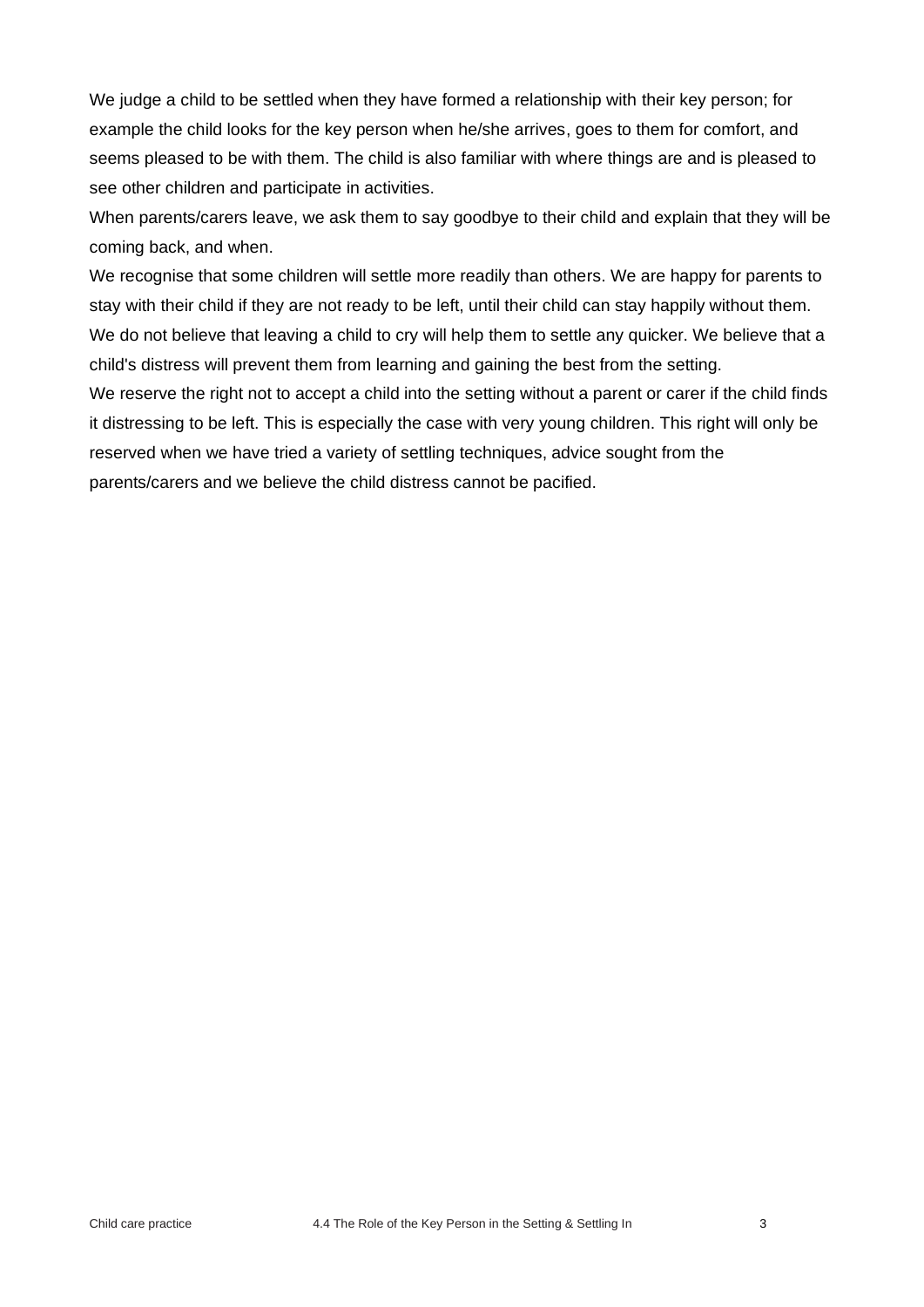We judge a child to be settled when they have formed a relationship with their key person; for example the child looks for the key person when he/she arrives, goes to them for comfort, and seems pleased to be with them. The child is also familiar with where things are and is pleased to see other children and participate in activities.

When parents/carers leave, we ask them to say goodbye to their child and explain that they will be coming back, and when.

We recognise that some children will settle more readily than others. We are happy for parents to stay with their child if they are not ready to be left, until their child can stay happily without them.

We do not believe that leaving a child to cry will help them to settle any quicker. We believe that a child's distress will prevent them from learning and gaining the best from the setting.

We reserve the right not to accept a child into the setting without a parent or carer if the child finds it distressing to be left. This is especially the case with very young children. This right will only be reserved when we have tried a variety of settling techniques, advice sought from the parents/carers and we believe the child distress cannot be pacified.